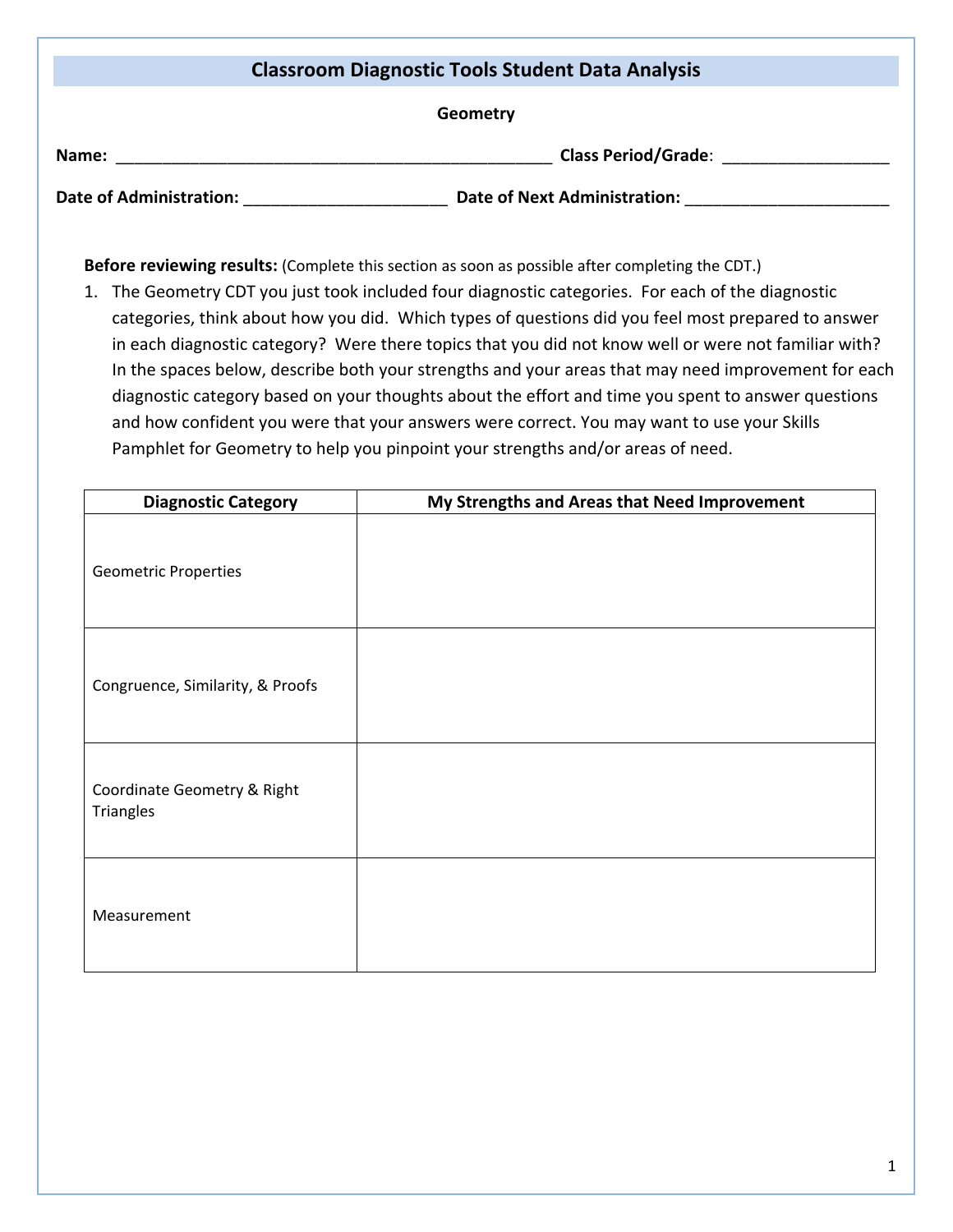# Classroom Diagnostic Tools Student Data Analysis

**Geometry**

**Name:** _______________________________________________ **Class Period/Grade**: __________________

**Date of Administration:** ______________________ **Date of Next Administration:** ______________________

**Before reviewing results:** (Complete this section as soon as possible after completing the CDT.)

1. The Geometry CDT you just took included four diagnostic categories. For each of the diagnostic categories, think about how you did. Which types of questions did you feel most prepared to answer in each diagnostic category? Were there topics that you did not know well or were not familiar with? In the spaces below, describe both your strengths and your areas that may need improvement for each diagnostic category based on your thoughts about the effort and time you spent to answer questions and how confident you were that your answers were correct. You may want to use your Skills Pamphlet for Geometry to help you pinpoint your strengths and/or areas of need.

| Diagnostic Category | My Strengths and Areas that Need Improvement |
|---|---|
| Geometric Properties | |
| Congruence, Similarity, & Proofs | |
| Coordinate Geometry & Right Triangles | |
| Measurement | |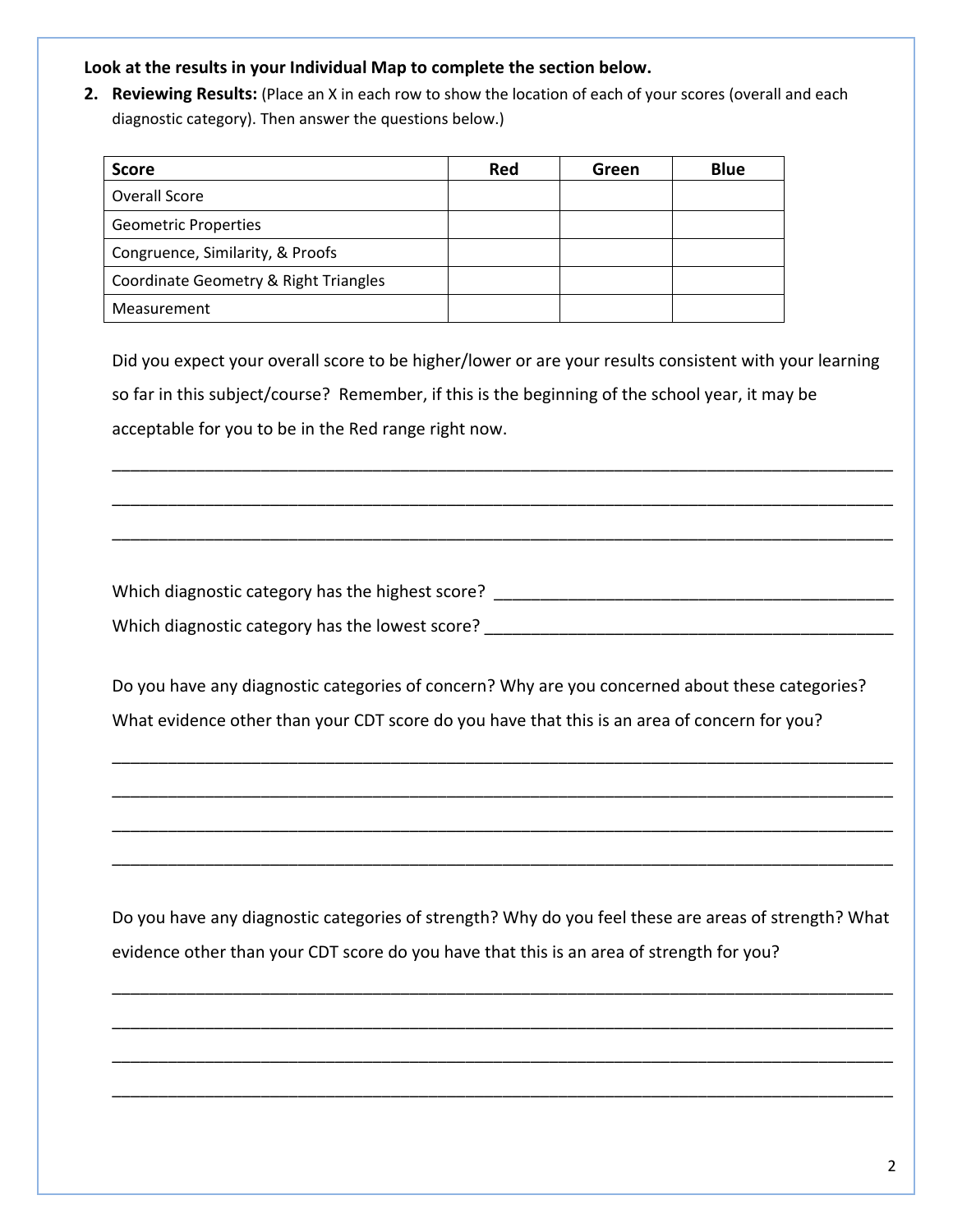**Look at the results in your Individual Map to complete the section below.**

2. **Reviewing Results:** (Place an X in each row to show the location of each of your scores (overall and each diagnostic category). Then answer the questions below.)

| Score | Red | Green | Blue |
| --- | --- | --- | --- |
| Overall Score | | | |
| Geometric Properties | | | |
| Congruence, Similarity, & Proofs | | | |
| Coordinate Geometry & Right Triangles | | | |
| Measurement | | | |

Did you expect your overall score to be higher/lower or are your results consistent with your learning so far in this subject/course? Remember, if this is the beginning of the school year, it may be acceptable for you to be in the Red range right now.

________________________________________________________________________________

________________________________________________________________________________

________________________________________________________________________________

Which diagnostic category has the highest score? ____________________________________________

Which diagnostic category has the lowest score? _____________________________________________

Do you have any diagnostic categories of concern? Why are you concerned about these categories? What evidence other than your CDT score do you have that this is an area of concern for you?

________________________________________________________________________________

________________________________________________________________________________

________________________________________________________________________________

________________________________________________________________________________

Do you have any diagnostic categories of strength? Why do you feel these are areas of strength? What evidence other than your CDT score do you have that this is an area of strength for you?

________________________________________________________________________________

________________________________________________________________________________

________________________________________________________________________________

________________________________________________________________________________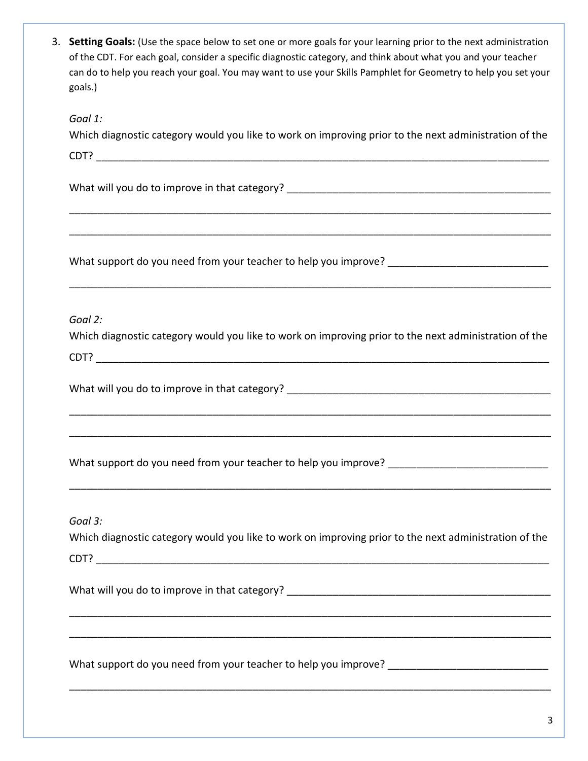3. **Setting Goals:** (Use the space below to set one or more goals for your learning prior to the next administration of the CDT. For each goal, consider a specific diagnostic category, and think about what you and your teacher can do to help you reach your goal. You may want to use your Skills Pamphlet for Geometry to help you set your goals.)

   *Goal 1:*

   Which diagnostic category would you like to work on improving prior to the next administration of the CDT? ______________________________________________________________________________

   What will you do to improve in that category? _____________________________________________

   ______________________________________________________________________________

   ______________________________________________________________________________

   What support do you need from your teacher to help you improve? __________________________

   ______________________________________________________________________________

   *Goal 2:*

   Which diagnostic category would you like to work on improving prior to the next administration of the CDT? ______________________________________________________________________________

   What will you do to improve in that category? _____________________________________________

   ______________________________________________________________________________

   ______________________________________________________________________________

   What support do you need from your teacher to help you improve? __________________________

   ______________________________________________________________________________

   *Goal 3:*

   Which diagnostic category would you like to work on improving prior to the next administration of the CDT? ______________________________________________________________________________

   What will you do to improve in that category? _____________________________________________

   ______________________________________________________________________________

   ______________________________________________________________________________

   What support do you need from your teacher to help you improve? __________________________

   ______________________________________________________________________________